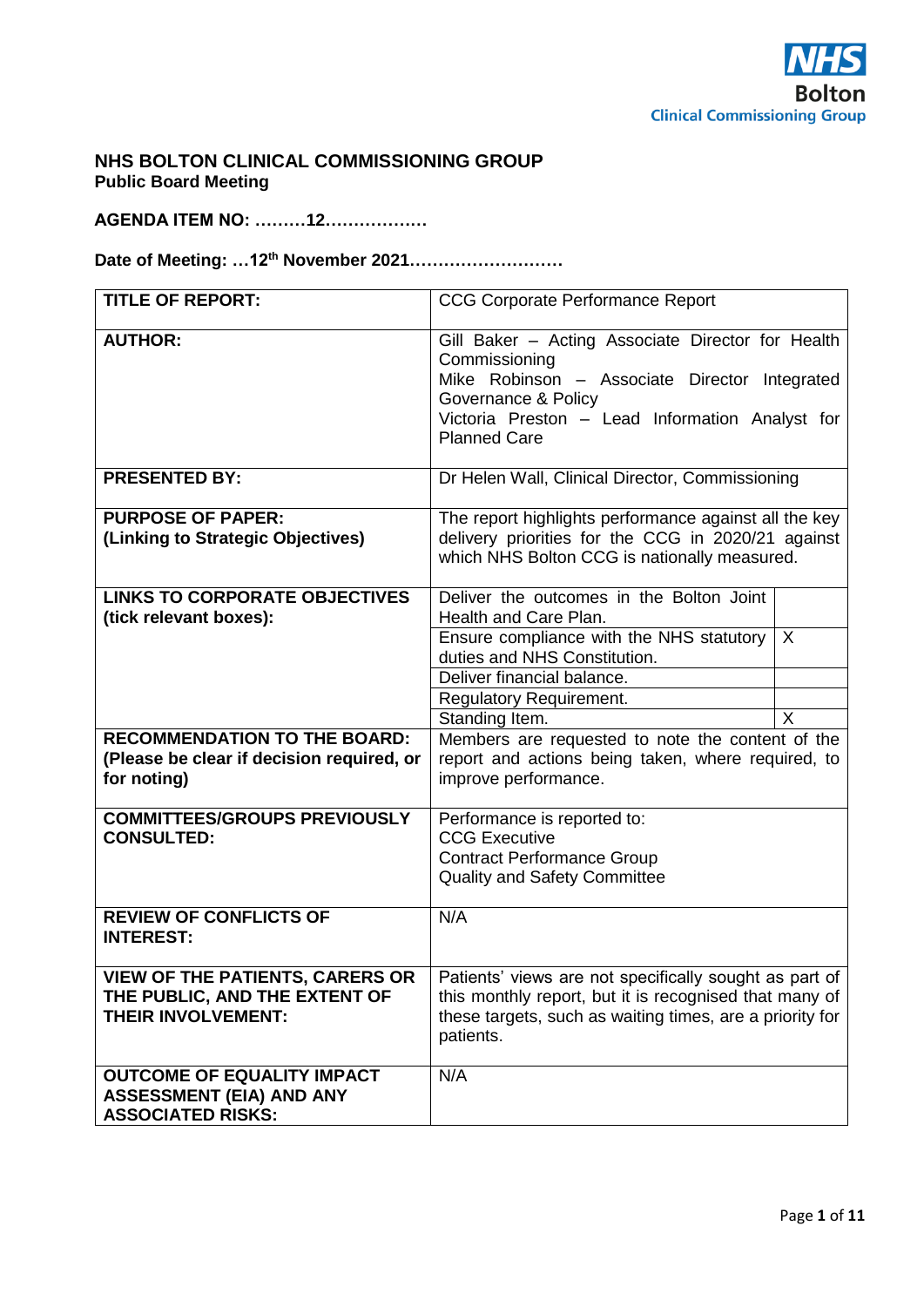NHS Bolton Clinical Commissioning Group

# NHS BOLTON CLINICAL COMMISSIONING GROUP

**Public Board Meeting**

**AGENDA ITEM NO: ………12………………**

**Date of Meeting: …12th November 2021………………………**

| | | |
|---|---|---|
| **TITLE OF REPORT:** | CCG Corporate Performance Report | |
| **AUTHOR:** | Gill Baker – Acting Associate Director for Health Commissioning<br>Mike Robinson – Associate Director Integrated Governance & Policy<br>Victoria Preston – Lead Information Analyst for Planned Care | |
| **PRESENTED BY:** | Dr Helen Wall, Clinical Director, Commissioning | |
| **PURPOSE OF PAPER: (Linking to Strategic Objectives)** | The report highlights performance against all the key delivery priorities for the CCG in 2020/21 against which NHS Bolton CCG is nationally measured. | |
| **LINKS TO CORPORATE OBJECTIVES (tick relevant boxes):** | Deliver the outcomes in the Bolton Joint Health and Care Plan. | |
| | Ensure compliance with the NHS statutory duties and NHS Constitution. | X |
| | Deliver financial balance. | |
| | Regulatory Requirement. | |
| | Standing Item. | X |
| **RECOMMENDATION TO THE BOARD: (Please be clear if decision required, or for noting)** | Members are requested to note the content of the report and actions being taken, where required, to improve performance. | |
| **COMMITTEES/GROUPS PREVIOUSLY CONSULTED:** | Performance is reported to:<br>CCG Executive<br>Contract Performance Group<br>Quality and Safety Committee | |
| **REVIEW OF CONFLICTS OF INTEREST:** | N/A | |
| **VIEW OF THE PATIENTS, CARERS OR THE PUBLIC, AND THE EXTENT OF THEIR INVOLVEMENT:** | Patients' views are not specifically sought as part of this monthly report, but it is recognised that many of these targets, such as waiting times, are a priority for patients. | |
| **OUTCOME OF EQUALITY IMPACT ASSESSMENT (EIA) AND ANY ASSOCIATED RISKS:** | N/A | |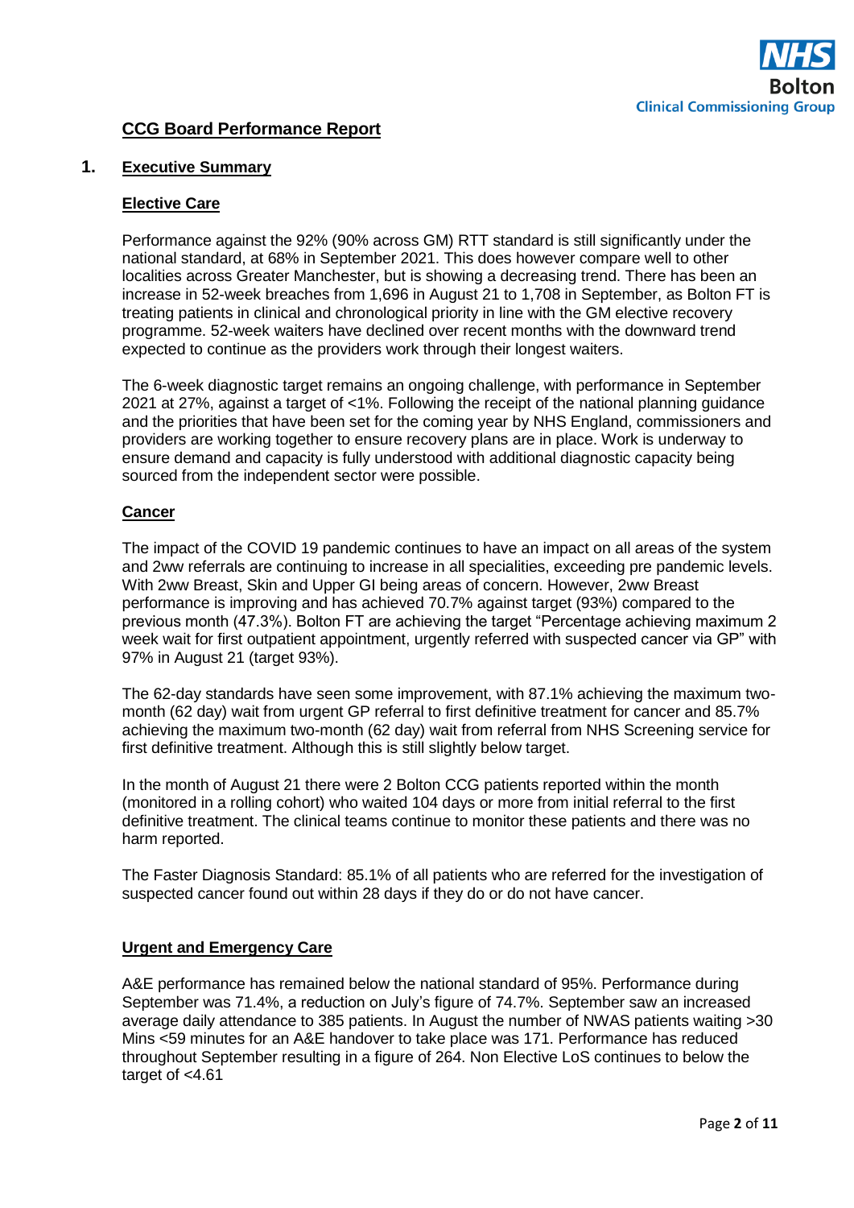## CCG Board Performance Report

### 1. Executive Summary

#### Elective Care

Performance against the 92% (90% across GM) RTT standard is still significantly under the national standard, at 68% in September 2021. This does however compare well to other localities across Greater Manchester, but is showing a decreasing trend. There has been an increase in 52-week breaches from 1,696 in August 21 to 1,708 in September, as Bolton FT is treating patients in clinical and chronological priority in line with the GM elective recovery programme. 52-week waiters have declined over recent months with the downward trend expected to continue as the providers work through their longest waiters.

The 6-week diagnostic target remains an ongoing challenge, with performance in September 2021 at 27%, against a target of <1%. Following the receipt of the national planning guidance and the priorities that have been set for the coming year by NHS England, commissioners and providers are working together to ensure recovery plans are in place. Work is underway to ensure demand and capacity is fully understood with additional diagnostic capacity being sourced from the independent sector were possible.

#### Cancer

The impact of the COVID 19 pandemic continues to have an impact on all areas of the system and 2ww referrals are continuing to increase in all specialities, exceeding pre pandemic levels. With 2ww Breast, Skin and Upper GI being areas of concern. However, 2ww Breast performance is improving and has achieved 70.7% against target (93%) compared to the previous month (47.3%). Bolton FT are achieving the target "Percentage achieving maximum 2 week wait for first outpatient appointment, urgently referred with suspected cancer via GP" with 97% in August 21 (target 93%).

The 62-day standards have seen some improvement, with 87.1% achieving the maximum two-month (62 day) wait from urgent GP referral to first definitive treatment for cancer and 85.7% achieving the maximum two-month (62 day) wait from referral from NHS Screening service for first definitive treatment. Although this is still slightly below target.

In the month of August 21 there were 2 Bolton CCG patients reported within the month (monitored in a rolling cohort) who waited 104 days or more from initial referral to the first definitive treatment. The clinical teams continue to monitor these patients and there was no harm reported.

The Faster Diagnosis Standard: 85.1% of all patients who are referred for the investigation of suspected cancer found out within 28 days if they do or do not have cancer.

#### Urgent and Emergency Care

A&E performance has remained below the national standard of 95%. Performance during September was 71.4%, a reduction on July's figure of 74.7%. September saw an increased average daily attendance to 385 patients. In August the number of NWAS patients waiting >30 Mins <59 minutes for an A&E handover to take place was 171. Performance has reduced throughout September resulting in a figure of 264. Non Elective LoS continues to below the target of <4.61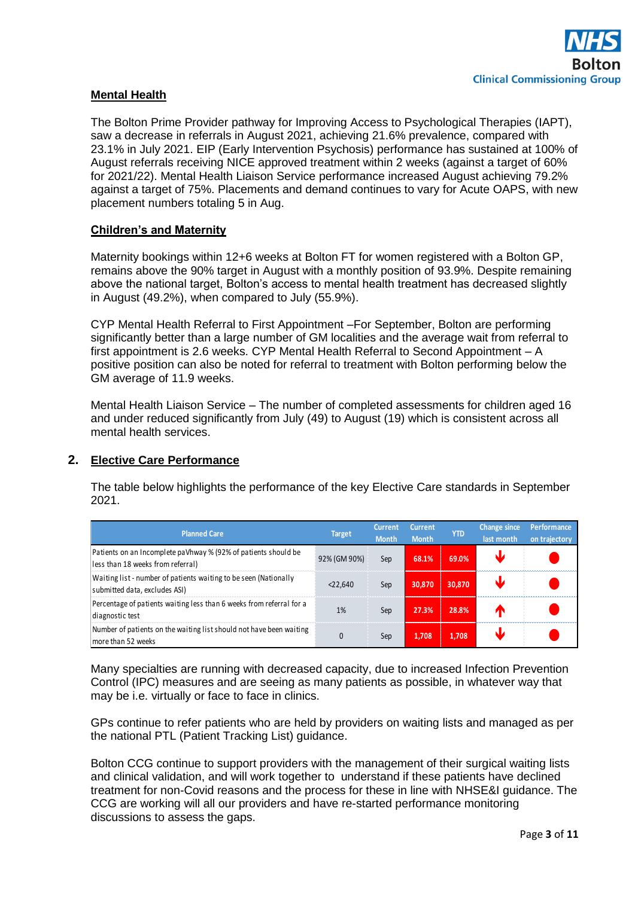**Mental Health**

The Bolton Prime Provider pathway for Improving Access to Psychological Therapies (IAPT), saw a decrease in referrals in August 2021, achieving 21.6% prevalence, compared with 23.1% in July 2021. EIP (Early Intervention Psychosis) performance has sustained at 100% of August referrals receiving NICE approved treatment within 2 weeks (against a target of 60% for 2021/22). Mental Health Liaison Service performance increased August achieving 79.2% against a target of 75%. Placements and demand continues to vary for Acute OAPS, with new placement numbers totaling 5 in Aug.

**Children's and Maternity**

Maternity bookings within 12+6 weeks at Bolton FT for women registered with a Bolton GP, remains above the 90% target in August with a monthly position of 93.9%. Despite remaining above the national target, Bolton's access to mental health treatment has decreased slightly in August (49.2%), when compared to July (55.9%).

CYP Mental Health Referral to First Appointment –For September, Bolton are performing significantly better than a large number of GM localities and the average wait from referral to first appointment is 2.6 weeks. CYP Mental Health Referral to Second Appointment – A positive position can also be noted for referral to treatment with Bolton performing below the GM average of 11.9 weeks.

Mental Health Liaison Service – The number of completed assessments for children aged 16 and under reduced significantly from July (49) to August (19) which is consistent across all mental health services.

## 2. Elective Care Performance

The table below highlights the performance of the key Elective Care standards in September 2021.

| Planned Care | Target | Current Month | Current Month | YTD | Change since last month | Performance on trajectory |
|---|---|---|---|---|---|---|
| Patients on an Incomplete paVhway % (92% of patients should be less than 18 weeks from referral) | 92% (GM 90%) | Sep | 68.1% | 69.0% | ↓ | ● |
| Waiting list - number of patients waiting to be seen (Nationally submitted data, excludes ASI) | <22,640 | Sep | 30,870 | 30,870 | ↓ | ● |
| Percentage of patients waiting less than 6 weeks from referral for a diagnostic test | 1% | Sep | 27.3% | 28.8% | ↑ | ● |
| Number of patients on the waiting list should not have been waiting more than 52 weeks | 0 | Sep | 1,708 | 1,708 | ↓ | ● |

Many specialties are running with decreased capacity, due to increased Infection Prevention Control (IPC) measures and are seeing as many patients as possible, in whatever way that may be i.e. virtually or face to face in clinics.

GPs continue to refer patients who are held by providers on waiting lists and managed as per the national PTL (Patient Tracking List) guidance.

Bolton CCG continue to support providers with the management of their surgical waiting lists and clinical validation, and will work together to understand if these patients have declined treatment for non-Covid reasons and the process for these in line with NHSE&I guidance. The CCG are working will all our providers and have re-started performance monitoring discussions to assess the gaps.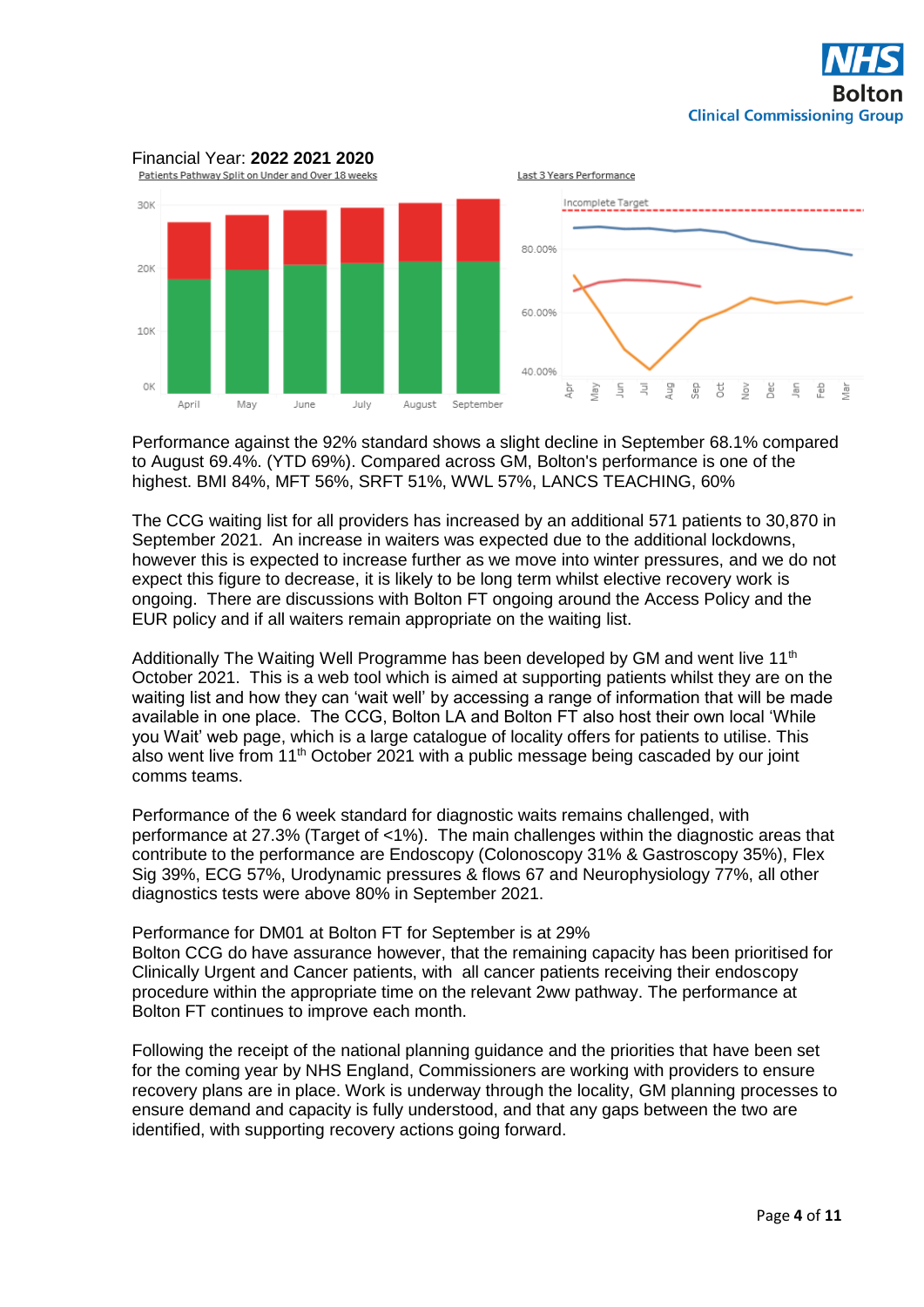Financial Year: **2022 2021 2020**

Patients Pathway Split on Under and Over 18 weeks

Last 3 Years Performance

Performance against the 92% standard shows a slight decline in September 68.1% compared to August 69.4%. (YTD 69%). Compared across GM, Bolton's performance is one of the highest. BMI 84%, MFT 56%, SRFT 51%, WWL 57%, LANCS TEACHING, 60%

The CCG waiting list for all providers has increased by an additional 571 patients to 30,870 in September 2021. An increase in waiters was expected due to the additional lockdowns, however this is expected to increase further as we move into winter pressures, and we do not expect this figure to decrease, it is likely to be long term whilst elective recovery work is ongoing. There are discussions with Bolton FT ongoing around the Access Policy and the EUR policy and if all waiters remain appropriate on the waiting list.

Additionally The Waiting Well Programme has been developed by GM and went live 11th October 2021. This is a web tool which is aimed at supporting patients whilst they are on the waiting list and how they can 'wait well' by accessing a range of information that will be made available in one place. The CCG, Bolton LA and Bolton FT also host their own local 'While you Wait' web page, which is a large catalogue of locality offers for patients to utilise. This also went live from 11th October 2021 with a public message being cascaded by our joint comms teams.

Performance of the 6 week standard for diagnostic waits remains challenged, with performance at 27.3% (Target of <1%). The main challenges within the diagnostic areas that contribute to the performance are Endoscopy (Colonoscopy 31% & Gastroscopy 35%), Flex Sig 39%, ECG 57%, Urodynamic pressures & flows 67 and Neurophysiology 77%, all other diagnostics tests were above 80% in September 2021.

Performance for DM01 at Bolton FT for September is at 29%
Bolton CCG do have assurance however, that the remaining capacity has been prioritised for Clinically Urgent and Cancer patients, with all cancer patients receiving their endoscopy procedure within the appropriate time on the relevant 2ww pathway. The performance at Bolton FT continues to improve each month.

Following the receipt of the national planning guidance and the priorities that have been set for the coming year by NHS England, Commissioners are working with providers to ensure recovery plans are in place. Work is underway through the locality, GM planning processes to ensure demand and capacity is fully understood, and that any gaps between the two are identified, with supporting recovery actions going forward.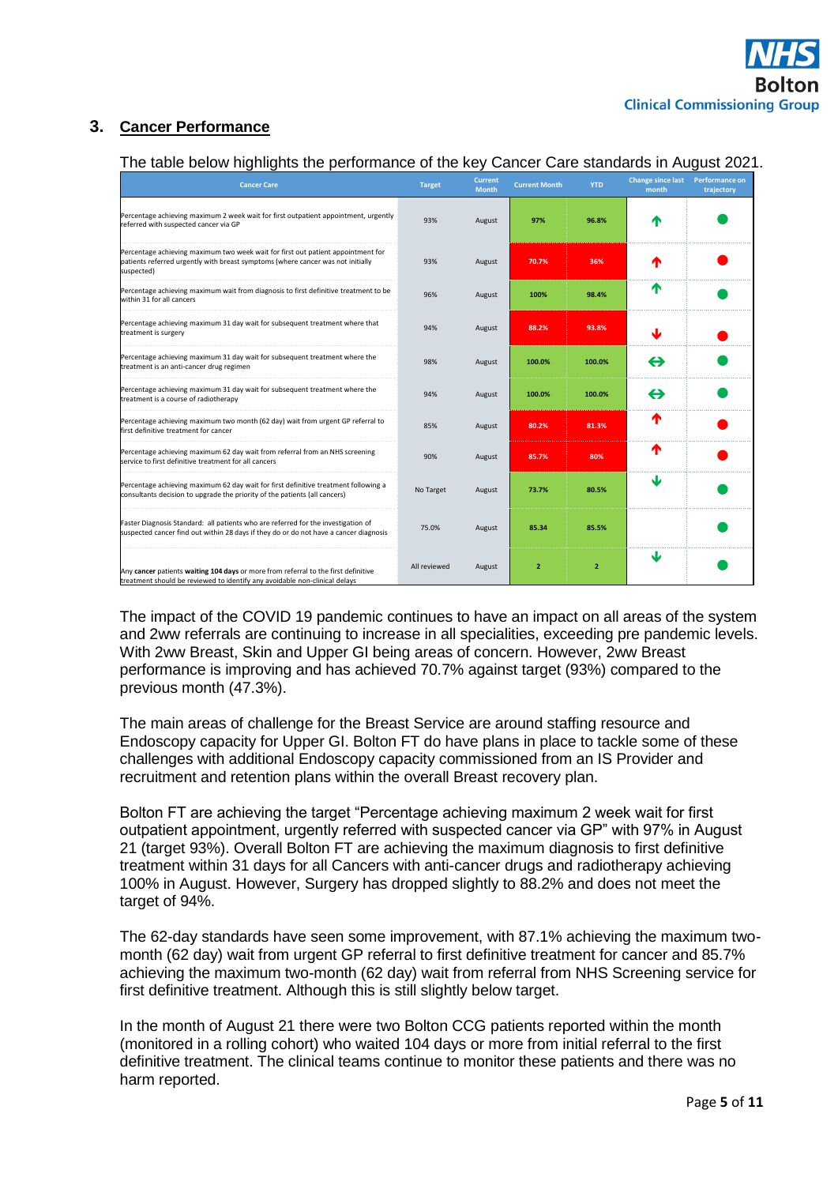## 3. Cancer Performance

The table below highlights the performance of the key Cancer Care standards in August 2021.

| Cancer Care | Target | Current Month | Current Month | YTD | Change since last month | Performance on trajectory |
|---|---|---|---|---|---|---|
| Percentage achieving maximum 2 week wait for first outpatient appointment, urgently referred with suspected cancer via GP | 93% | August | 97% | 96.8% | ↑ | ● (green) |
| Percentage achieving maximum two week wait for first out patient appointment for patients referred urgently with breast symptoms (where cancer was not initially suspected) | 93% | August | 70.7% | 36% | ↑ | ● (red) |
| Percentage achieving maximum wait from diagnosis to first definitive treatment to be within 31 for all cancers | 96% | August | 100% | 98.4% | ↑ | ● (green) |
| Percentage achieving maximum 31 day wait for subsequent treatment where that treatment is surgery | 94% | August | 88.2% | 93.8% | ↓ | ● (red) |
| Percentage achieving maximum 31 day wait for subsequent treatment where the treatment is an anti-cancer drug regimen | 98% | August | 100.0% | 100.0% | ↔ | ● (green) |
| Percentage achieving maximum 31 day wait for subsequent treatment where the treatment is a course of radiotherapy | 94% | August | 100.0% | 100.0% | ↔ | ● (green) |
| Percentage achieving maximum two month (62 day) wait from urgent GP referral to first definitive treatment for cancer | 85% | August | 80.2% | 81.3% | ↑ | ● (red) |
| Percentage achieving maximum 62 day wait from referral from an NHS screening service to first definitive treatment for all cancers | 90% | August | 85.7% | 80% | ↑ | ● (red) |
| Percentage achieving maximum 62 day wait for first definitive treatment following a consultants decision to upgrade the priority of the patients (all cancers) | No Target | August | 73.7% | 80.5% | ↓ | ● (green) |
| Faster Diagnosis Standard: all patients who are referred for the investigation of suspected cancer find out within 28 days if they do or do not have a cancer diagnosis | 75.0% | August | 85.34 | 85.5% | | ● (green) |
| Any **cancer** patients **waiting 104 days** or more from referral to the first definitive treatment should be reviewed to identify any avoidable non-clinical delays | All reviewed | August | 2 | 2 | ↓ | ● (green) |

The impact of the COVID 19 pandemic continues to have an impact on all areas of the system and 2ww referrals are continuing to increase in all specialities, exceeding pre pandemic levels. With 2ww Breast, Skin and Upper GI being areas of concern. However, 2ww Breast performance is improving and has achieved 70.7% against target (93%) compared to the previous month (47.3%).

The main areas of challenge for the Breast Service are around staffing resource and Endoscopy capacity for Upper GI. Bolton FT do have plans in place to tackle some of these challenges with additional Endoscopy capacity commissioned from an IS Provider and recruitment and retention plans within the overall Breast recovery plan.

Bolton FT are achieving the target "Percentage achieving maximum 2 week wait for first outpatient appointment, urgently referred with suspected cancer via GP" with 97% in August 21 (target 93%). Overall Bolton FT are achieving the maximum diagnosis to first definitive treatment within 31 days for all Cancers with anti-cancer drugs and radiotherapy achieving 100% in August. However, Surgery has dropped slightly to 88.2% and does not meet the target of 94%.

The 62-day standards have seen some improvement, with 87.1% achieving the maximum two-month (62 day) wait from urgent GP referral to first definitive treatment for cancer and 85.7% achieving the maximum two-month (62 day) wait from referral from NHS Screening service for first definitive treatment. Although this is still slightly below target.

In the month of August 21 there were two Bolton CCG patients reported within the month (monitored in a rolling cohort) who waited 104 days or more from initial referral to the first definitive treatment. The clinical teams continue to monitor these patients and there was no harm reported.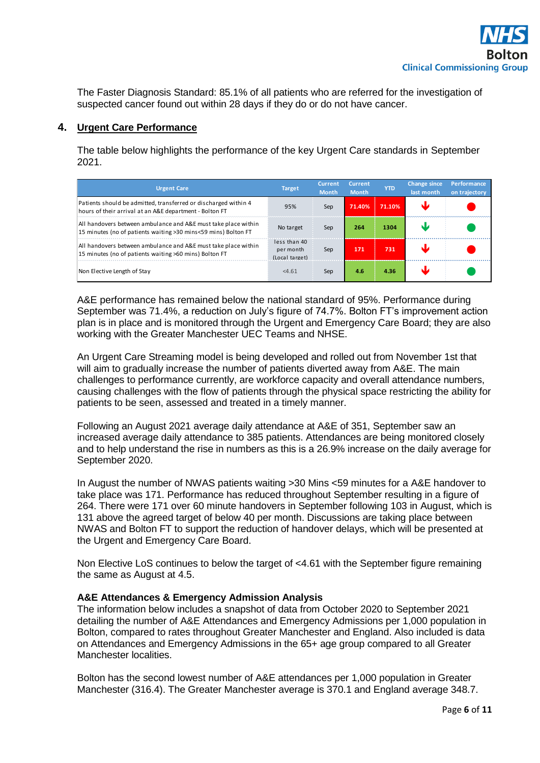The Faster Diagnosis Standard: 85.1% of all patients who are referred for the investigation of suspected cancer found out within 28 days if they do or do not have cancer.

## 4. Urgent Care Performance

The table below highlights the performance of the key Urgent Care standards in September 2021.

| Urgent Care | Target | Current Month | Current Month | YTD | Change since last month | Performance on trajectory |
|---|---|---|---|---|---|---|
| Patients should be admitted, transferred or discharged within 4 hours of their arrival at an A&E department - Bolton FT | 95% | Sep | 71.40% | 71.10% | ↓ | ● |
| All handovers between ambulance and A&E must take place within 15 minutes (no of patients waiting >30 mins<59 mins) Bolton FT | No target | Sep | 264 | 1304 | ↓ | ● |
| All handovers between ambulance and A&E must take place within 15 minutes (no of patients waiting >60 mins) Bolton FT | less than 40 per month (Local target) | Sep | 171 | 731 | ↓ | ● |
| Non Elective Length of Stay | <4.61 | Sep | 4.6 | 4.36 | ↓ | ● |

A&E performance has remained below the national standard of 95%. Performance during September was 71.4%, a reduction on July's figure of 74.7%. Bolton FT's improvement action plan is in place and is monitored through the Urgent and Emergency Care Board; they are also working with the Greater Manchester UEC Teams and NHSE.

An Urgent Care Streaming model is being developed and rolled out from November 1st that will aim to gradually increase the number of patients diverted away from A&E. The main challenges to performance currently, are workforce capacity and overall attendance numbers, causing challenges with the flow of patients through the physical space restricting the ability for patients to be seen, assessed and treated in a timely manner.

Following an August 2021 average daily attendance at A&E of 351, September saw an increased average daily attendance to 385 patients. Attendances are being monitored closely and to help understand the rise in numbers as this is a 26.9% increase on the daily average for September 2020.

In August the number of NWAS patients waiting >30 Mins <59 minutes for a A&E handover to take place was 171. Performance has reduced throughout September resulting in a figure of 264. There were 171 over 60 minute handovers in September following 103 in August, which is 131 above the agreed target of below 40 per month. Discussions are taking place between NWAS and Bolton FT to support the reduction of handover delays, which will be presented at the Urgent and Emergency Care Board.

Non Elective LoS continues to below the target of <4.61 with the September figure remaining the same as August at 4.5.

### A&E Attendances & Emergency Admission Analysis

The information below includes a snapshot of data from October 2020 to September 2021 detailing the number of A&E Attendances and Emergency Admissions per 1,000 population in Bolton, compared to rates throughout Greater Manchester and England. Also included is data on Attendances and Emergency Admissions in the 65+ age group compared to all Greater Manchester localities.

Bolton has the second lowest number of A&E attendances per 1,000 population in Greater Manchester (316.4). The Greater Manchester average is 370.1 and England average 348.7.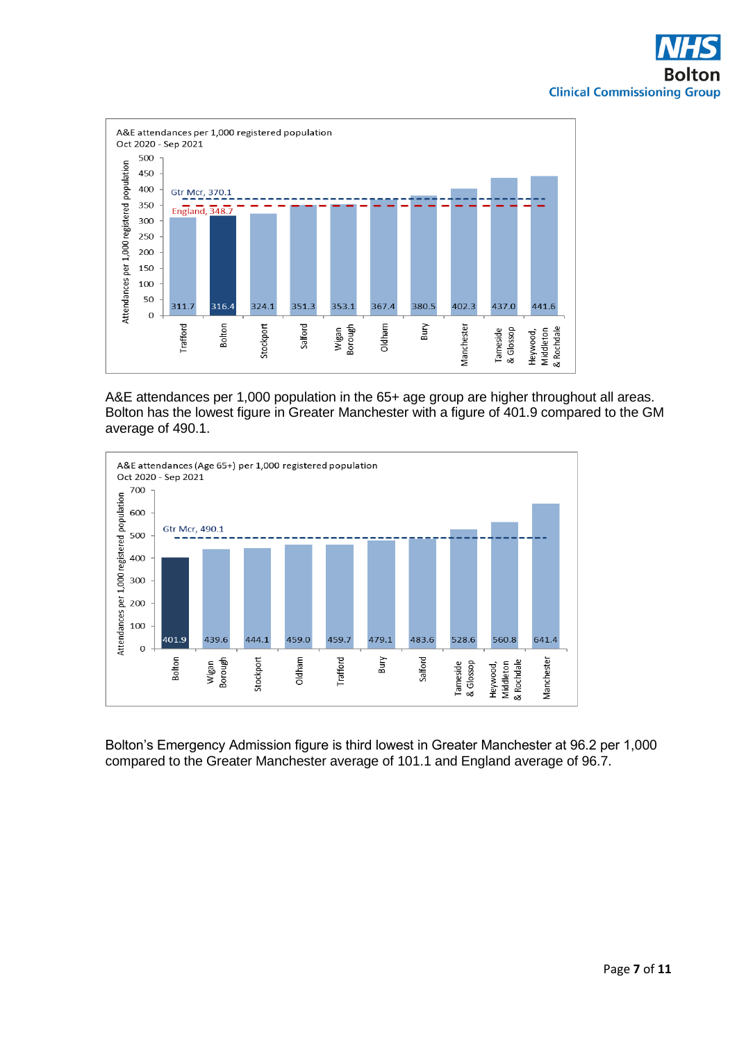**A&E attendances per 1,000 registered population**
**Oct 2020 - Sep 2021**

| Area | Attendances per 1,000 registered population |
|---|---|
| Trafford | 311.7 |
| Bolton | 316.4 |
| Stockport | 324.1 |
| Salford | 351.3 |
| Wigan Borough | 353.1 |
| Oldham | 367.4 |
| Bury | 380.5 |
| Manchester | 402.3 |
| Tameside & Glossop | 437.0 |
| Heywood, Middleton & Rochdale | 441.6 |

Gtr Mcr, 370.1; England, 348.7

A&E attendances per 1,000 population in the 65+ age group are higher throughout all areas. Bolton has the lowest figure in Greater Manchester with a figure of 401.9 compared to the GM average of 490.1.

**A&E attendances (Age 65+) per 1,000 registered population**
**Oct 2020 - Sep 2021**

| Area | Attendances per 1,000 registered population |
|---|---|
| Bolton | 401.9 |
| Wigan Borough | 439.6 |
| Stockport | 444.1 |
| Oldham | 459.0 |
| Trafford | 459.7 |
| Bury | 479.1 |
| Salford | 483.6 |
| Tameside & Glossop | 528.6 |
| Heywood, Middleton & Rochdale | 560.8 |
| Manchester | 641.4 |

Gtr Mcr, 490.1

Bolton's Emergency Admission figure is third lowest in Greater Manchester at 96.2 per 1,000 compared to the Greater Manchester average of 101.1 and England average of 96.7.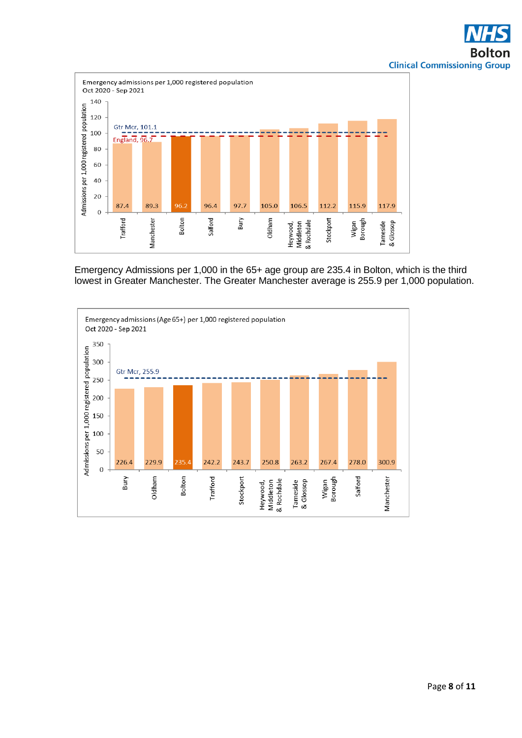**Emergency admissions per 1,000 registered population**
**Oct 2020 - Sep 2021**

| Area | Admissions per 1,000 registered population |
|---|---|
| Trafford | 87.4 |
| Manchester | 89.3 |
| Bolton | 96.2 |
| Salford | 96.4 |
| Bury | 97.7 |
| Oldham | 105.0 |
| Heywood, Middleton & Rochdale | 106.5 |
| Stockport | 112.2 |
| Wigan Borough | 115.9 |
| Tameside & Glossop | 117.9 |

Gtr Mcr, 101.1
England, 96.7

Emergency Admissions per 1,000 in the 65+ age group are 235.4 in Bolton, which is the third lowest in Greater Manchester. The Greater Manchester average is 255.9 per 1,000 population.

**Emergency admissions (Age 65+) per 1,000 registered population**
**Oct 2020 - Sep 2021**

| Area | Admissions per 1,000 registered population |
|---|---|
| Bury | 226.4 |
| Oldham | 229.9 |
| Bolton | 235.4 |
| Trafford | 242.2 |
| Stockport | 243.7 |
| Heywood, Middleton & Rochdale | 250.8 |
| Tameside & Glossop | 263.2 |
| Wigan Borough | 267.4 |
| Salford | 278.0 |
| Manchester | 300.9 |

Gtr Mcr, 255.9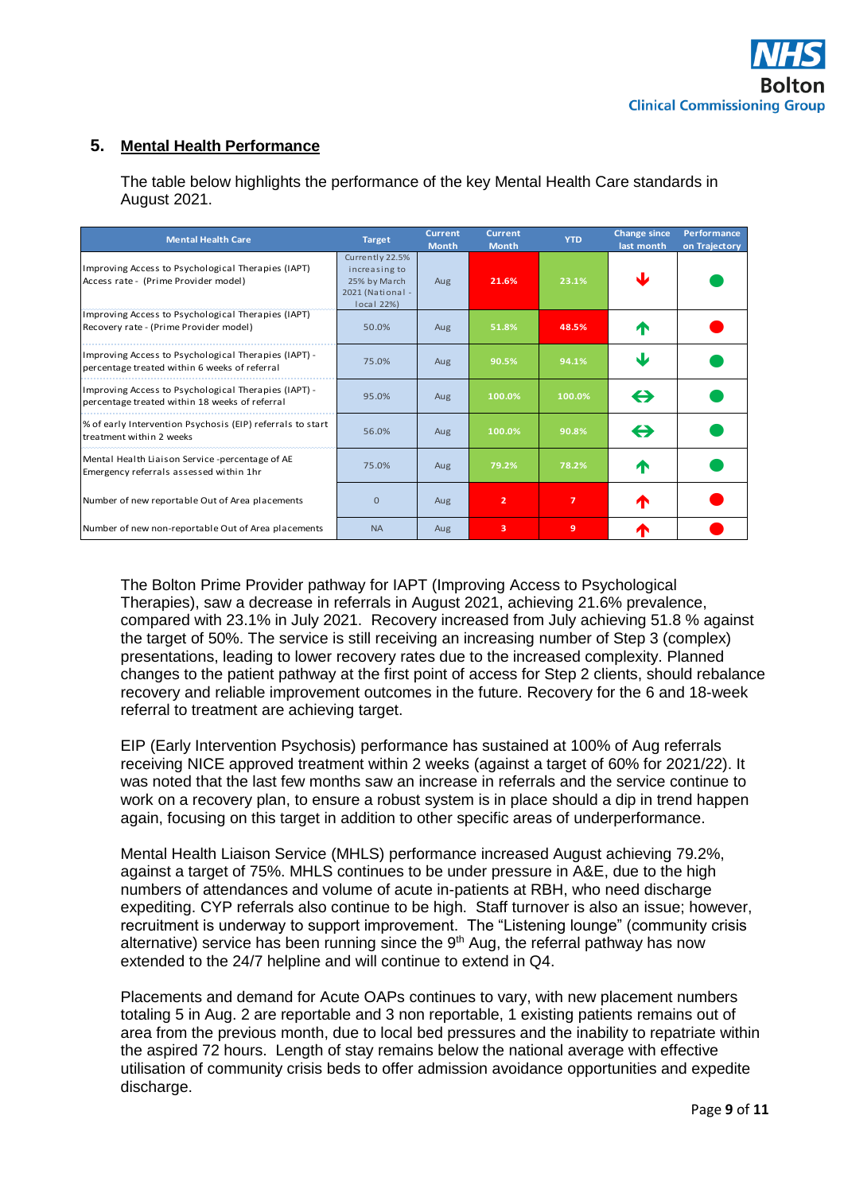## 5. Mental Health Performance

The table below highlights the performance of the key Mental Health Care standards in August 2021.

| Mental Health Care | Target | Current Month | Current Month | YTD | Change since last month | Performance on Trajectory |
|---|---|---|---|---|---|---|
| Improving Access to Psychological Therapies (IAPT) Access rate - (Prime Provider model) | Currently 22.5% increasing to 25% by March 2021 (National - local 22%) | Aug | 21.6% | 23.1% | ↓ | ● |
| Improving Access to Psychological Therapies (IAPT) Recovery rate - (Prime Provider model) | 50.0% | Aug | 51.8% | 48.5% | ↑ | ● |
| Improving Access to Psychological Therapies (IAPT) - percentage treated within 6 weeks of referral | 75.0% | Aug | 90.5% | 94.1% | ↓ | ● |
| Improving Access to Psychological Therapies (IAPT) - percentage treated within 18 weeks of referral | 95.0% | Aug | 100.0% | 100.0% | ⇔ | ● |
| % of early Intervention Psychosis (EIP) referrals to start treatment within 2 weeks | 56.0% | Aug | 100.0% | 90.8% | ⇔ | ● |
| Mental Health Liaison Service -percentage of AE Emergency referrals assessed within 1hr | 75.0% | Aug | 79.2% | 78.2% | ↑ | ● |
| Number of new reportable Out of Area placements | 0 | Aug | 2 | 7 | ↑ | ● |
| Number of new non-reportable Out of Area placements | NA | Aug | 3 | 9 | ↑ | ● |

The Bolton Prime Provider pathway for IAPT (Improving Access to Psychological Therapies), saw a decrease in referrals in August 2021, achieving 21.6% prevalence, compared with 23.1% in July 2021. Recovery increased from July achieving 51.8 % against the target of 50%. The service is still receiving an increasing number of Step 3 (complex) presentations, leading to lower recovery rates due to the increased complexity. Planned changes to the patient pathway at the first point of access for Step 2 clients, should rebalance recovery and reliable improvement outcomes in the future. Recovery for the 6 and 18-week referral to treatment are achieving target.

EIP (Early Intervention Psychosis) performance has sustained at 100% of Aug referrals receiving NICE approved treatment within 2 weeks (against a target of 60% for 2021/22). It was noted that the last few months saw an increase in referrals and the service continue to work on a recovery plan, to ensure a robust system is in place should a dip in trend happen again, focusing on this target in addition to other specific areas of underperformance.

Mental Health Liaison Service (MHLS) performance increased August achieving 79.2%, against a target of 75%. MHLS continues to be under pressure in A&E, due to the high numbers of attendances and volume of acute in-patients at RBH, who need discharge expediting. CYP referrals also continue to be high. Staff turnover is also an issue; however, recruitment is underway to support improvement. The "Listening lounge" (community crisis alternative) service has been running since the 9th Aug, the referral pathway has now extended to the 24/7 helpline and will continue to extend in Q4.

Placements and demand for Acute OAPs continues to vary, with new placement numbers totaling 5 in Aug. 2 are reportable and 3 non reportable, 1 existing patients remains out of area from the previous month, due to local bed pressures and the inability to repatriate within the aspired 72 hours. Length of stay remains below the national average with effective utilisation of community crisis beds to offer admission avoidance opportunities and expedite discharge.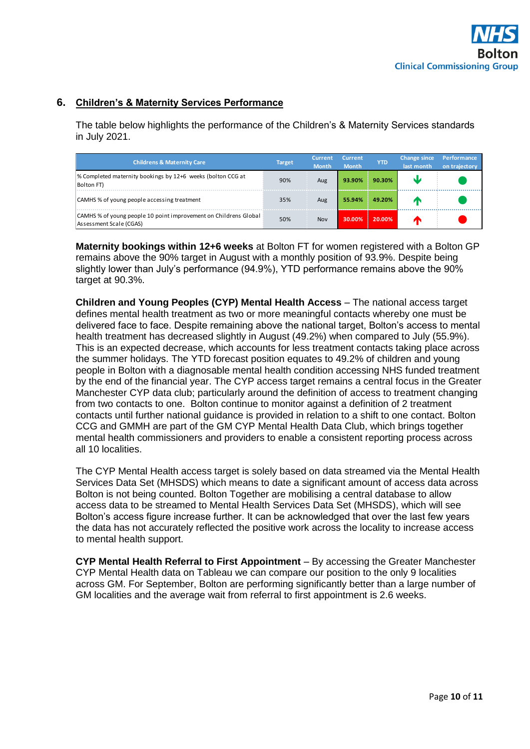## 6. Children's & Maternity Services Performance

The table below highlights the performance of the Children's & Maternity Services standards in July 2021.

| Childrens & Maternity Care | Target | Current Month | Current Month | YTD | Change since last month | Performance on trajectory |
|---|---|---|---|---|---|---|
| % Completed maternity bookings by 12+6 weeks (bolton CCG at Bolton FT) | 90% | Aug | 93.90% | 90.30% | ↓ | ● |
| CAMHS % of young people accessing treatment | 35% | Aug | 55.94% | 49.20% | ↑ | ● |
| CAMHS % of young people 10 point improvement on Childrens Global Assessment Scale (CGAS) | 50% | Nov | 30.00% | 20.00% | ↑ | ● |

**Maternity bookings within 12+6 weeks** at Bolton FT for women registered with a Bolton GP remains above the 90% target in August with a monthly position of 93.9%. Despite being slightly lower than July's performance (94.9%), YTD performance remains above the 90% target at 90.3%.

**Children and Young Peoples (CYP) Mental Health Access** – The national access target defines mental health treatment as two or more meaningful contacts whereby one must be delivered face to face. Despite remaining above the national target, Bolton's access to mental health treatment has decreased slightly in August (49.2%) when compared to July (55.9%). This is an expected decrease, which accounts for less treatment contacts taking place across the summer holidays. The YTD forecast position equates to 49.2% of children and young people in Bolton with a diagnosable mental health condition accessing NHS funded treatment by the end of the financial year. The CYP access target remains a central focus in the Greater Manchester CYP data club; particularly around the definition of access to treatment changing from two contacts to one. Bolton continue to monitor against a definition of 2 treatment contacts until further national guidance is provided in relation to a shift to one contact. Bolton CCG and GMMH are part of the GM CYP Mental Health Data Club, which brings together mental health commissioners and providers to enable a consistent reporting process across all 10 localities.

The CYP Mental Health access target is solely based on data streamed via the Mental Health Services Data Set (MHSDS) which means to date a significant amount of access data across Bolton is not being counted. Bolton Together are mobilising a central database to allow access data to be streamed to Mental Health Services Data Set (MHSDS), which will see Bolton's access figure increase further. It can be acknowledged that over the last few years the data has not accurately reflected the positive work across the locality to increase access to mental health support.

**CYP Mental Health Referral to First Appointment** – By accessing the Greater Manchester CYP Mental Health data on Tableau we can compare our position to the only 9 localities across GM. For September, Bolton are performing significantly better than a large number of GM localities and the average wait from referral to first appointment is 2.6 weeks.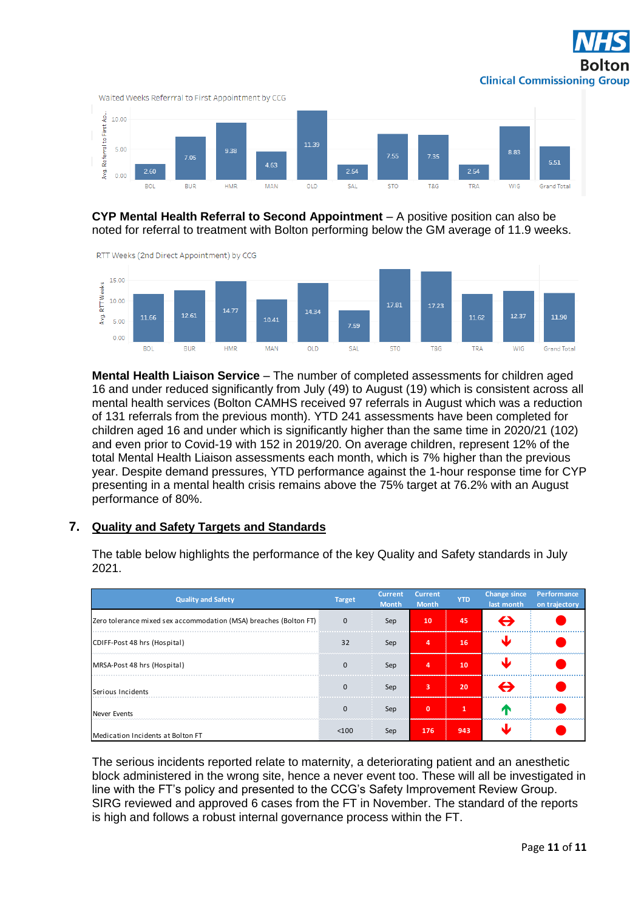Waited Weeks Referrral to First Appointment by CCG

Avg. Referral to First Ap...

10.00
5.00
0.00

2.60 7.05 9.38 4.63 11.39 2.54 7.55 7.35 2.54 8.83 5.51

BOL BUR HMR MAN OLD SAL STO T&G TRA WIG Grand Total

**CYP Mental Health Referral to Second Appointment** – A positive position can also be noted for referral to treatment with Bolton performing below the GM average of 11.9 weeks.

RTT Weeks (2nd Direct Appointment) by CCG

Avg. RTT Weeks

15.00
10.00
5.00
0.00

11.66 12.61 14.77 10.41 14.34 7.59 17.81 17.23 11.62 12.37 11.90

BOL BUR HMR MAN OLD SAL STO T&G TRA WIG Grand Total

**Mental Health Liaison Service** – The number of completed assessments for children aged 16 and under reduced significantly from July (49) to August (19) which is consistent across all mental health services (Bolton CAMHS received 97 referrals in August which was a reduction of 131 referrals from the previous month). YTD 241 assessments have been completed for children aged 16 and under which is significantly higher than the same time in 2020/21 (102) and even prior to Covid-19 with 152 in 2019/20. On average children, represent 12% of the total Mental Health Liaison assessments each month, which is 7% higher than the previous year. Despite demand pressures, YTD performance against the 1-hour response time for CYP presenting in a mental health crisis remains above the 75% target at 76.2% with an August performance of 80%.

## 7. Quality and Safety Targets and Standards

The table below highlights the performance of the key Quality and Safety standards in July 2021.

| Quality and Safety | Target | Current Month | Current Month | YTD | Change since last month | Performance on trajectory |
|---|---|---|---|---|---|---|
| Zero tolerance mixed sex accommodation (MSA) breaches (Bolton FT) | 0 | Sep | 10 | 45 | ⇔ | ● |
| CDIFF-Post 48 hrs (Hospital) | 32 | Sep | 4 | 16 | ↓ | ● |
| MRSA-Post 48 hrs (Hospital) | 0 | Sep | 4 | 10 | ↓ | ● |
| Serious Incidents | 0 | Sep | 3 | 20 | ⇔ | ● |
| Never Events | 0 | Sep | 0 | 1 | ↑ | ● |
| Medication Incidents at Bolton FT | <100 | Sep | 176 | 943 | ↓ | ● |

The serious incidents reported relate to maternity, a deteriorating patient and an anesthetic block administered in the wrong site, hence a never event too. These will all be investigated in line with the FT's policy and presented to the CCG's Safety Improvement Review Group. SIRG reviewed and approved 6 cases from the FT in November. The standard of the reports is high and follows a robust internal governance process within the FT.